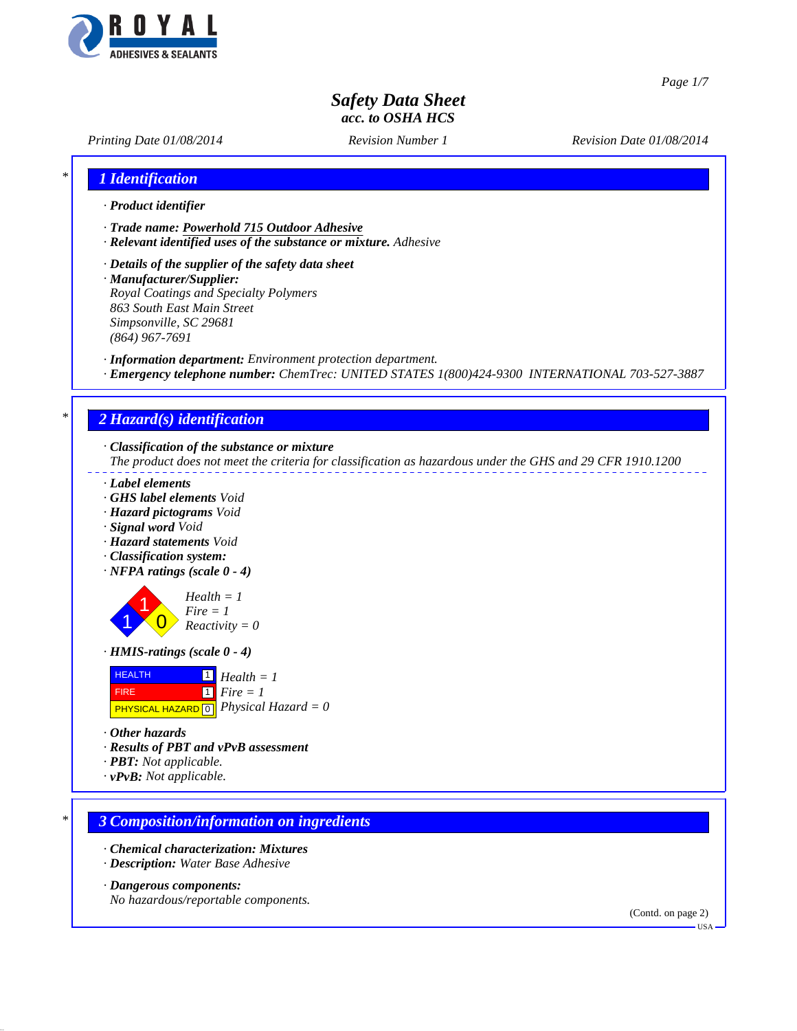# Safety Data Sheet
## acc. to OSHA HCS

Printing Date 01/08/2014 | Revision Number 1 | Revision Date 01/08/2014

## 1 Identification

· **Product identifier**

· **Trade name: Powerhold 715 Outdoor Adhesive**
· **Relevant identified uses of the substance or mixture.** Adhesive

· **Details of the supplier of the safety data sheet**
· **Manufacturer/Supplier:**
Royal Coatings and Specialty Polymers
863 South East Main Street
Simpsonville, SC 29681
(864) 967-7691

· **Information department:** Environment protection department.
· **Emergency telephone number:** ChemTrec: UNITED STATES 1(800)424-9300 INTERNATIONAL 703-527-3887

## 2 Hazard(s) identification

· **Classification of the substance or mixture**
The product does not meet the criteria for classification as hazardous under the GHS and 29 CFR 1910.1200

· **Label elements**
· **GHS label elements** Void
· **Hazard pictograms** Void
· **Signal word** Void
· **Hazard statements** Void
· **Classification system:**
· **NFPA ratings (scale 0 - 4)**

Health = 1
Fire = 1
Reactivity = 0

· **HMIS-ratings (scale 0 - 4)**

| | | |
|---|---|---|
| HEALTH | 1 | Health = 1 |
| FIRE | 1 | Fire = 1 |
| PHYSICAL HAZARD | 0 | Physical Hazard = 0 |

· **Other hazards**
· **Results of PBT and vPvB assessment**
· **PBT:** Not applicable.
· **vPvB:** Not applicable.

## 3 Composition/information on ingredients

· **Chemical characterization: Mixtures**
· **Description:** Water Base Adhesive

· **Dangerous components:**
No hazardous/reportable components.

(Contd. on page 2)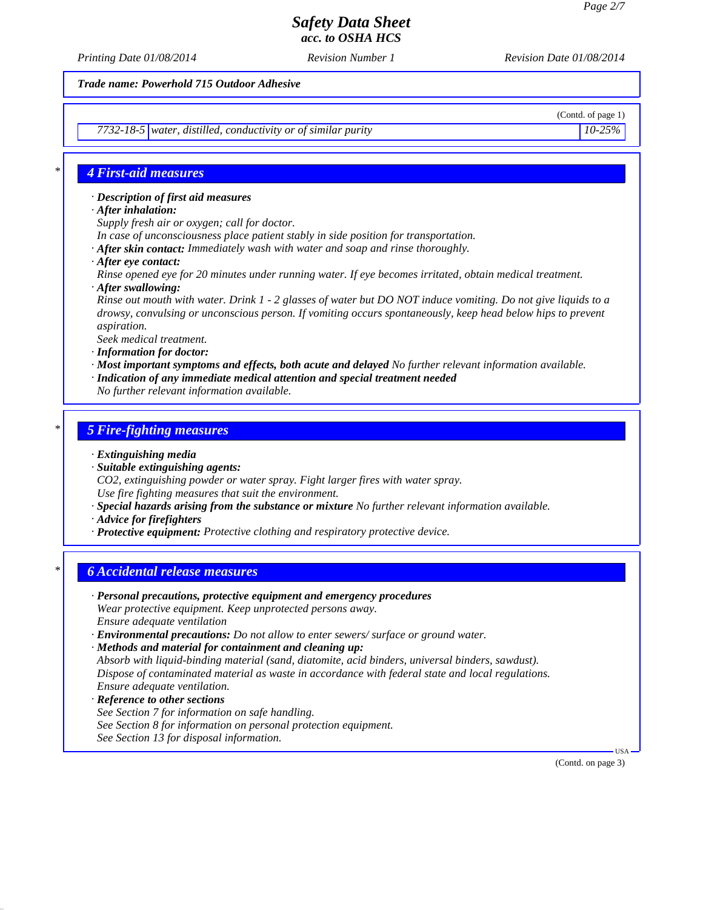Trade name: Powerhold 715 Outdoor Adhesive

(Contd. of page 1)

| | | |
|---|---|---|
| 7732-18-5 | water, distilled, conductivity or of similar purity | 10-25% |

## 4 First-aid measures

· **Description of first aid measures**

· **After inhalation:**
Supply fresh air or oxygen; call for doctor.
In case of unconsciousness place patient stably in side position for transportation.

· **After skin contact:** Immediately wash with water and soap and rinse thoroughly.

· **After eye contact:**
Rinse opened eye for 20 minutes under running water. If eye becomes irritated, obtain medical treatment.

· **After swallowing:**
Rinse out mouth with water. Drink 1 - 2 glasses of water but DO NOT induce vomiting. Do not give liquids to a drowsy, convulsing or unconscious person. If vomiting occurs spontaneously, keep head below hips to prevent aspiration.
Seek medical treatment.

· **Information for doctor:**

· **Most important symptoms and effects, both acute and delayed** No further relevant information available.

· **Indication of any immediate medical attention and special treatment needed**
No further relevant information available.

## 5 Fire-fighting measures

· **Extinguishing media**

· **Suitable extinguishing agents:**
CO2, extinguishing powder or water spray. Fight larger fires with water spray.
Use fire fighting measures that suit the environment.

· **Special hazards arising from the substance or mixture** No further relevant information available.

· **Advice for firefighters**

· **Protective equipment:** Protective clothing and respiratory protective device.

## 6 Accidental release measures

· **Personal precautions, protective equipment and emergency procedures**
Wear protective equipment. Keep unprotected persons away.
Ensure adequate ventilation

· **Environmental precautions:** Do not allow to enter sewers/ surface or ground water.

· **Methods and material for containment and cleaning up:**
Absorb with liquid-binding material (sand, diatomite, acid binders, universal binders, sawdust).
Dispose of contaminated material as waste in accordance with federal state and local regulations.
Ensure adequate ventilation.

· **Reference to other sections**
See Section 7 for information on safe handling.
See Section 8 for information on personal protection equipment.
See Section 13 for disposal information.

(Contd. on page 3)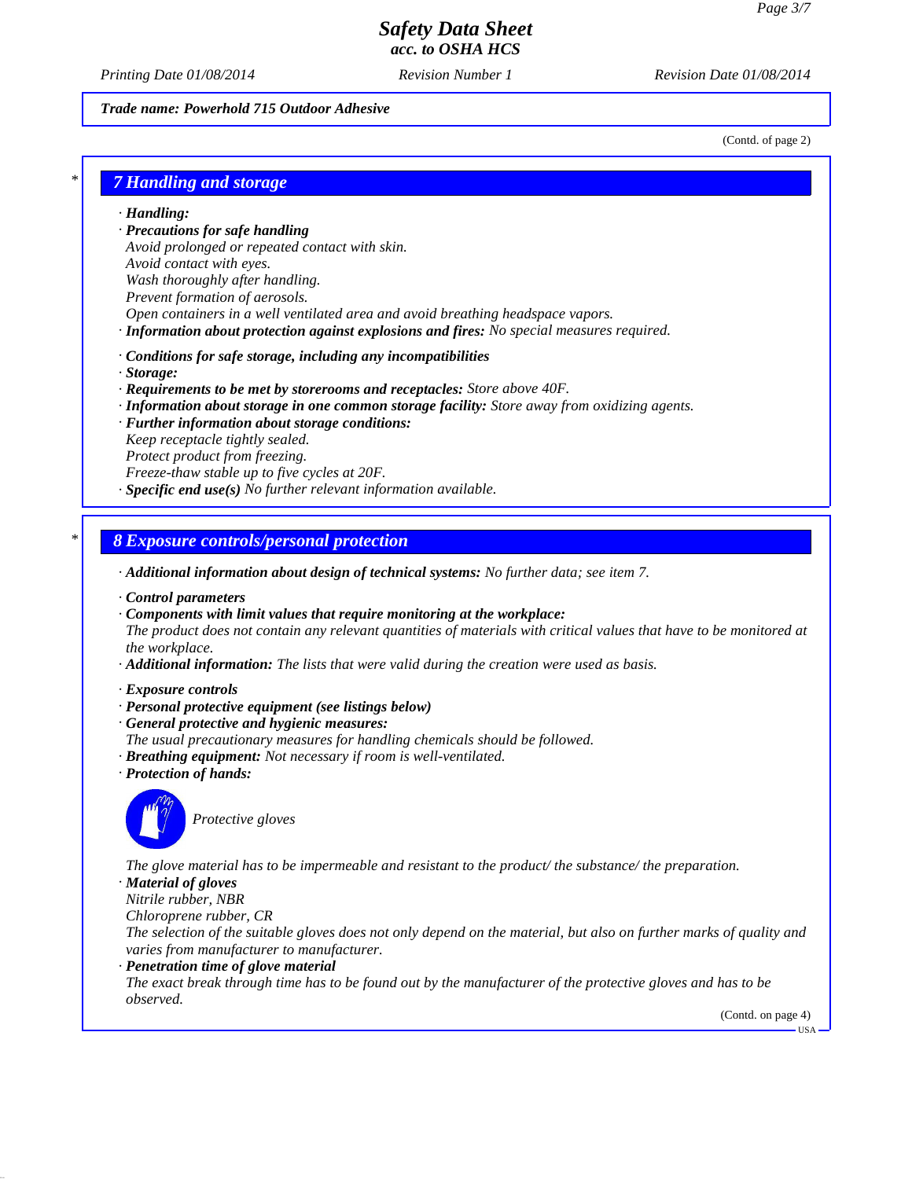Trade name: Powerhold 715 Outdoor Adhesive

(Contd. of page 2)

## 7 Handling and storage

· **Handling:**
· **Precautions for safe handling**
Avoid prolonged or repeated contact with skin.
Avoid contact with eyes.
Wash thoroughly after handling.
Prevent formation of aerosols.
Open containers in a well ventilated area and avoid breathing headspace vapors.
· **Information about protection against explosions and fires:** No special measures required.

· **Conditions for safe storage, including any incompatibilities**
· **Storage:**
· **Requirements to be met by storerooms and receptacles:** Store above 40F.
· **Information about storage in one common storage facility:** Store away from oxidizing agents.
· **Further information about storage conditions:**
Keep receptacle tightly sealed.
Protect product from freezing.
Freeze-thaw stable up to five cycles at 20F.
· **Specific end use(s)** No further relevant information available.

## 8 Exposure controls/personal protection

· **Additional information about design of technical systems:** No further data; see item 7.

· **Control parameters**
· **Components with limit values that require monitoring at the workplace:**
The product does not contain any relevant quantities of materials with critical values that have to be monitored at the workplace.
· **Additional information:** The lists that were valid during the creation were used as basis.

· **Exposure controls**
· **Personal protective equipment (see listings below)**
· **General protective and hygienic measures:**
The usual precautionary measures for handling chemicals should be followed.
· **Breathing equipment:** Not necessary if room is well-ventilated.
· **Protection of hands:**

Protective gloves

The glove material has to be impermeable and resistant to the product/ the substance/ the preparation.
· **Material of gloves**
Nitrile rubber, NBR
Chloroprene rubber, CR
The selection of the suitable gloves does not only depend on the material, but also on further marks of quality and varies from manufacturer to manufacturer.
· **Penetration time of glove material**
The exact break through time has to be found out by the manufacturer of the protective gloves and has to be observed.

(Contd. on page 4)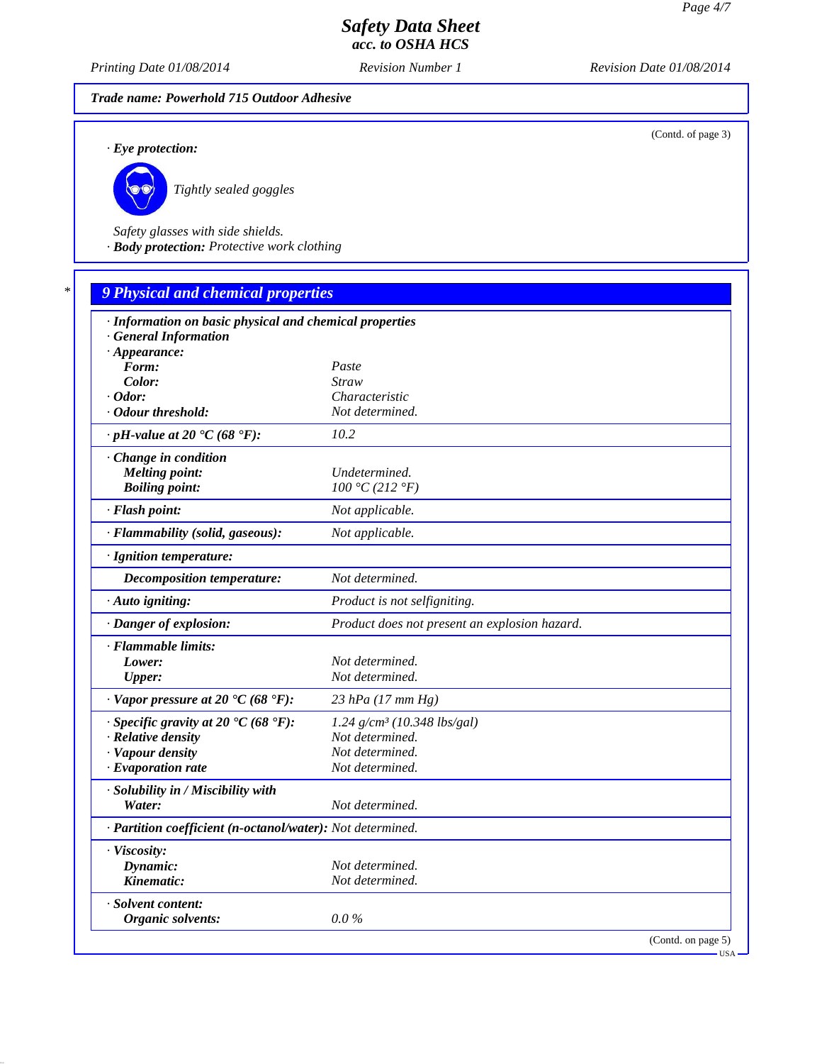**Trade name: Powerhold 715 Outdoor Adhesive**

(Contd. of page 3)

· **Eye protection:**

*Tightly sealed goggles*

*Safety glasses with side shields.*

· **Body protection:** *Protective work clothing*

## 9 Physical and chemical properties

· **Information on basic physical and chemical properties**

· **General Information**

| | |
|---|---|
| · **Appearance:** | |
| **Form:** | Paste |
| **Color:** | Straw |
| · **Odor:** | Characteristic |
| · **Odour threshold:** | Not determined. |
| · **pH-value at 20 °C (68 °F):** | 10.2 |
| · **Change in condition** | |
| **Melting point:** | Undetermined. |
| **Boiling point:** | 100 °C (212 °F) |
| · **Flash point:** | Not applicable. |
| · **Flammability (solid, gaseous):** | Not applicable. |
| · **Ignition temperature:** | |
| **Decomposition temperature:** | Not determined. |
| · **Auto igniting:** | Product is not selfigniting. |
| · **Danger of explosion:** | Product does not present an explosion hazard. |
| · **Flammable limits:** | |
| **Lower:** | Not determined. |
| **Upper:** | Not determined. |
| · **Vapor pressure at 20 °C (68 °F):** | 23 hPa (17 mm Hg) |
| · **Specific gravity at 20 °C (68 °F):** | 1.24 g/cm³ (10.348 lbs/gal) |
| · **Relative density** | Not determined. |
| · **Vapour density** | Not determined. |
| · **Evaporation rate** | Not determined. |
| · **Solubility in / Miscibility with** | |
| **Water:** | Not determined. |
| · **Partition coefficient (n-octanol/water):** | Not determined. |
| · **Viscosity:** | |
| **Dynamic:** | Not determined. |
| **Kinematic:** | Not determined. |
| · **Solvent content:** | |
| **Organic solvents:** | 0.0 % |

(Contd. on page 5)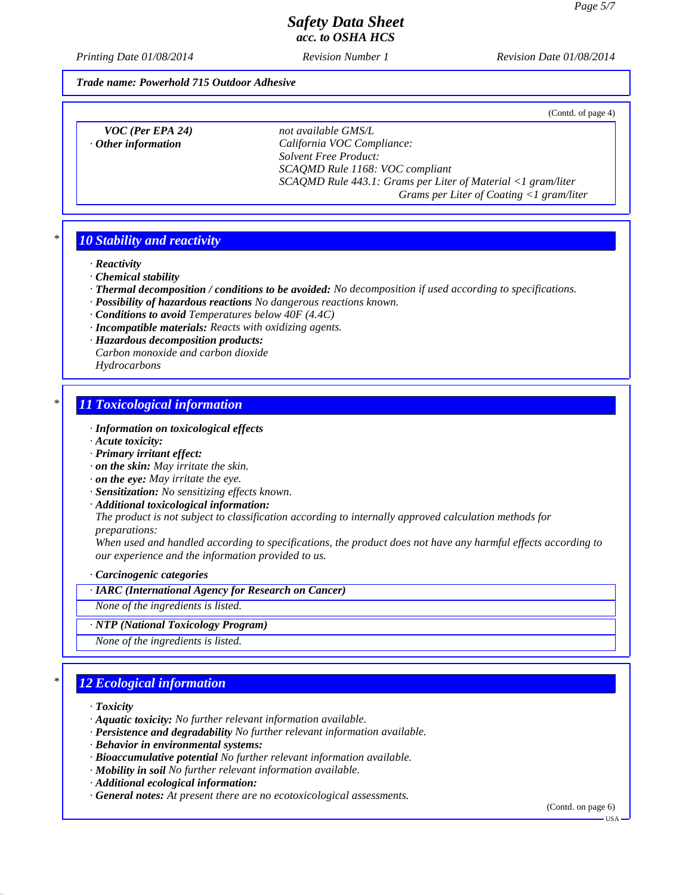**Trade name: Powerhold 715 Outdoor Adhesive**

(Contd. of page 4)

| | |
|---|---|
| **VOC (Per EPA 24)** | not available GMS/L |
| · **Other information** | California VOC Compliance: <br> Solvent Free Product: <br> SCAQMD Rule 1168: VOC compliant <br> SCAQMD Rule 443.1: Grams per Liter of Material <1 gram/liter <br> Grams per Liter of Coating <1 gram/liter |

## 10 Stability and reactivity

· **Reactivity**
· **Chemical stability**
· **Thermal decomposition / conditions to be avoided:** No decomposition if used according to specifications.
· **Possibility of hazardous reactions** No dangerous reactions known.
· **Conditions to avoid** Temperatures below 40F (4.4C)
· **Incompatible materials:** Reacts with oxidizing agents.
· **Hazardous decomposition products:**
Carbon monoxide and carbon dioxide
Hydrocarbons

## 11 Toxicological information

· **Information on toxicological effects**
· **Acute toxicity:**
· **Primary irritant effect:**
· **on the skin:** May irritate the skin.
· **on the eye:** May irritate the eye.
· **Sensitization:** No sensitizing effects known.
· **Additional toxicological information:**
The product is not subject to classification according to internally approved calculation methods for preparations:
When used and handled according to specifications, the product does not have any harmful effects according to our experience and the information provided to us.

· **Carcinogenic categories**

| · **IARC (International Agency for Research on Cancer)** |
|---|
| None of the ingredients is listed. |

| · **NTP (National Toxicology Program)** |
|---|
| None of the ingredients is listed. |

## 12 Ecological information

· **Toxicity**
· **Aquatic toxicity:** No further relevant information available.
· **Persistence and degradability** No further relevant information available.
· **Behavior in environmental systems:**
· **Bioaccumulative potential** No further relevant information available.
· **Mobility in soil** No further relevant information available.
· **Additional ecological information:**
· **General notes:** At present there are no ecotoxicological assessments.

(Contd. on page 6)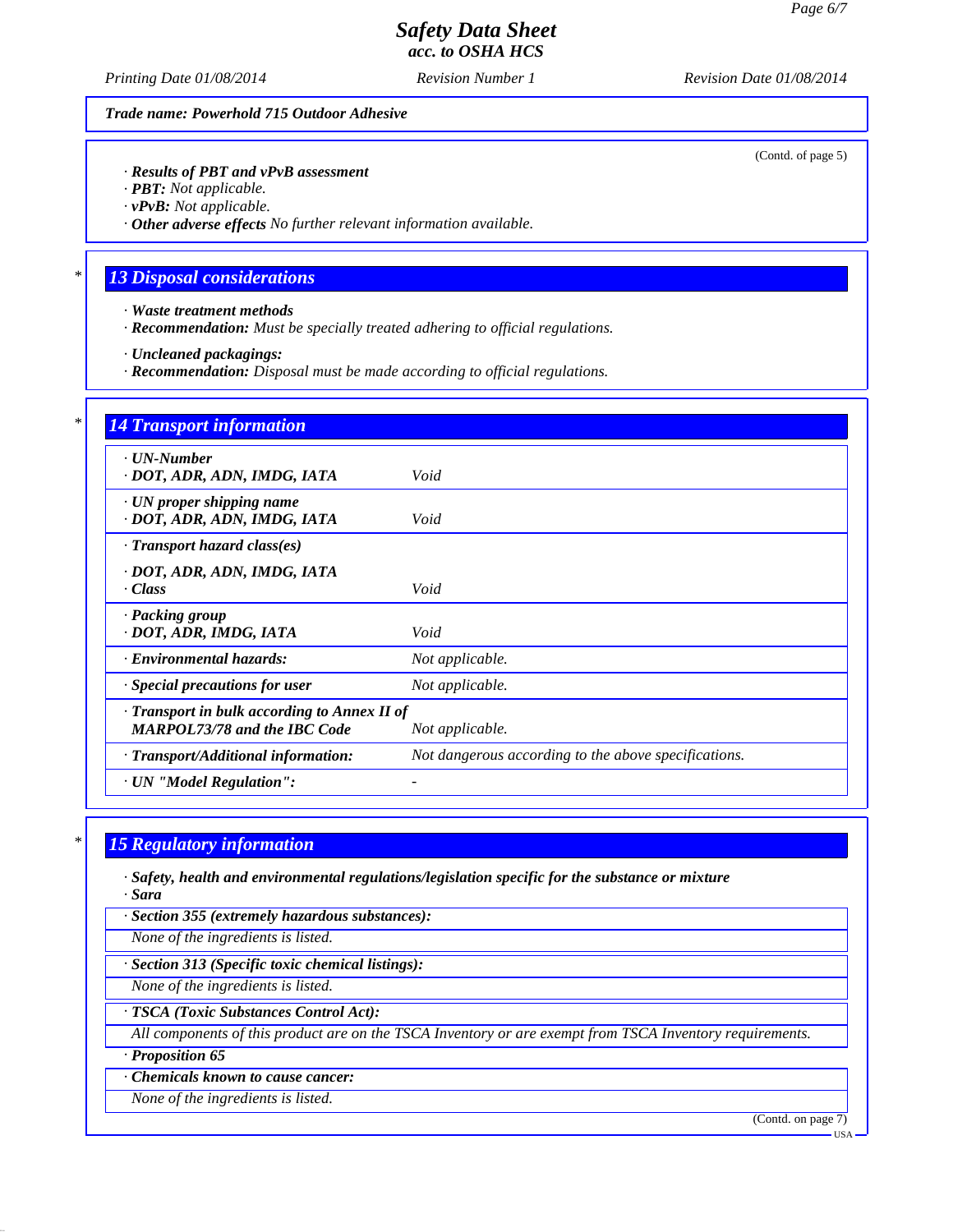*Trade name: Powerhold 715 Outdoor Adhesive*

(Contd. of page 5)

· ***Results of PBT and vPvB assessment***
· ***PBT:*** *Not applicable.*
· ***vPvB:*** *Not applicable.*
· ***Other adverse effects*** *No further relevant information available.*

## 13 Disposal considerations

· ***Waste treatment methods***
· ***Recommendation:*** *Must be specially treated adhering to official regulations.*

· ***Uncleaned packagings:***
· ***Recommendation:*** *Disposal must be made according to official regulations.*

## 14 Transport information

| | |
|---|---|
| · **UN-Number**<br>· **DOT, ADR, ADN, IMDG, IATA** | *Void* |
| · **UN proper shipping name**<br>· **DOT, ADR, ADN, IMDG, IATA** | *Void* |
| · **Transport hazard class(es)**<br>· **DOT, ADR, ADN, IMDG, IATA**<br>· **Class** | *Void* |
| · **Packing group**<br>· **DOT, ADR, IMDG, IATA** | *Void* |
| · **Environmental hazards:** | *Not applicable.* |
| · **Special precautions for user** | *Not applicable.* |
| · **Transport in bulk according to Annex II of MARPOL73/78 and the IBC Code** | *Not applicable.* |
| · **Transport/Additional information:** | *Not dangerous according to the above specifications.* |
| · **UN "Model Regulation":** | - |

## 15 Regulatory information

· ***Safety, health and environmental regulations/legislation specific for the substance or mixture***
· ***Sara***

· ***Section 355 (extremely hazardous substances):***
*None of the ingredients is listed.*

· ***Section 313 (Specific toxic chemical listings):***
*None of the ingredients is listed.*

· ***TSCA (Toxic Substances Control Act):***
*All components of this product are on the TSCA Inventory or are exempt from TSCA Inventory requirements.*

· ***Proposition 65***
· ***Chemicals known to cause cancer:***
*None of the ingredients is listed.*

(Contd. on page 7)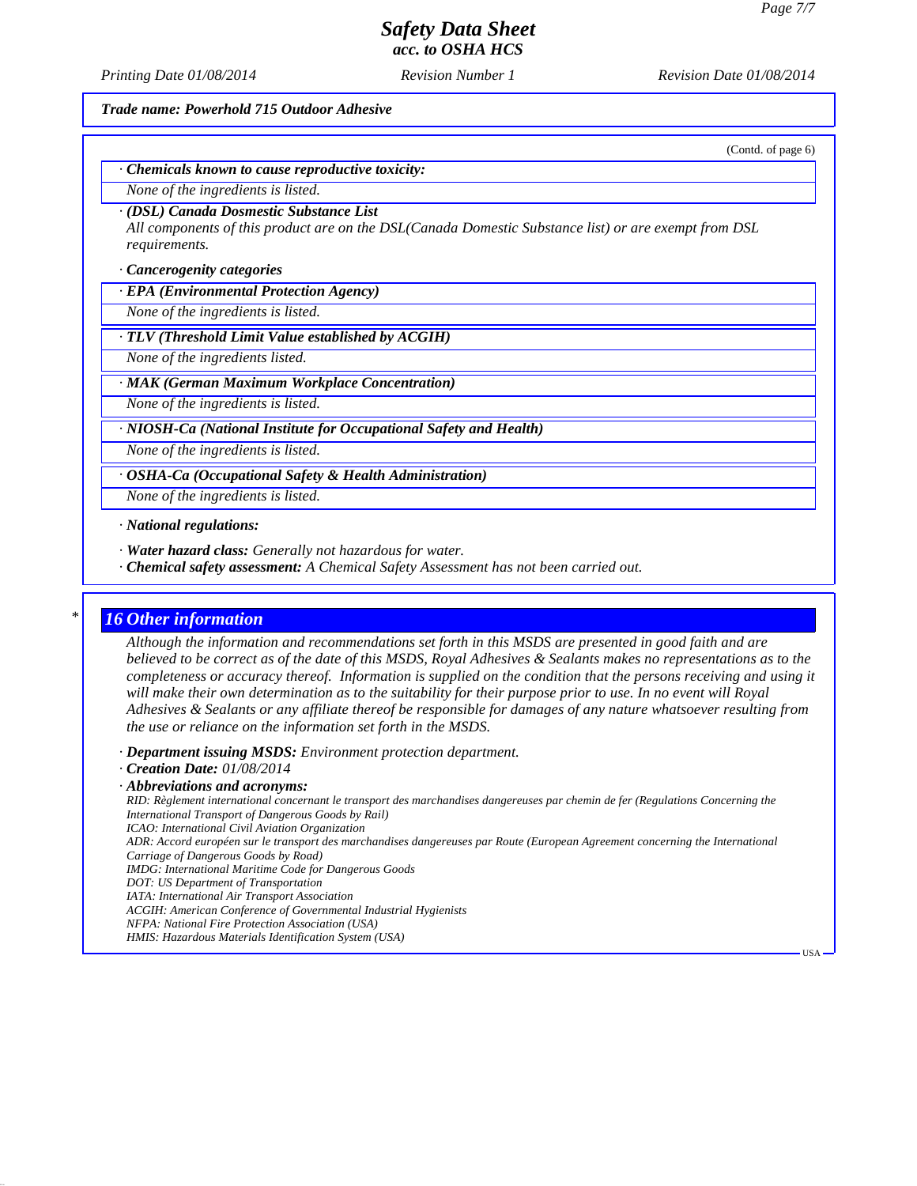(Contd. of page 6)

· **Chemicals known to cause reproductive toxicity:**

*None of the ingredients is listed.*

· **(DSL) Canada Dosmestic Substance List**

*All components of this product are on the DSL(Canada Domestic Substance list) or are exempt from DSL requirements.*

· **Cancerogenity categories**

· **EPA (Environmental Protection Agency)**

*None of the ingredients is listed.*

· **TLV (Threshold Limit Value established by ACGIH)**

*None of the ingredients listed.*

· **MAK (German Maximum Workplace Concentration)**

*None of the ingredients is listed.*

· **NIOSH-Ca (National Institute for Occupational Safety and Health)**

*None of the ingredients is listed.*

· **OSHA-Ca (Occupational Safety & Health Administration)**

*None of the ingredients is listed.*

· **National regulations:**

· **Water hazard class:** *Generally not hazardous for water.*
· **Chemical safety assessment:** *A Chemical Safety Assessment has not been carried out.*

## * 16 Other information

*Although the information and recommendations set forth in this MSDS are presented in good faith and are believed to be correct as of the date of this MSDS, Royal Adhesives & Sealants makes no representations as to the completeness or accuracy thereof. Information is supplied on the condition that the persons receiving and using it will make their own determination as to the suitability for their purpose prior to use. In no event will Royal Adhesives & Sealants or any affiliate thereof be responsible for damages of any nature whatsoever resulting from the use or reliance on the information set forth in the MSDS.*

· **Department issuing MSDS:** *Environment protection department.*
· **Creation Date:** *01/08/2014*
· **Abbreviations and acronyms:**

*RID: Règlement international concernant le transport des marchandises dangereuses par chemin de fer (Regulations Concerning the International Transport of Dangerous Goods by Rail)*
*ICAO: International Civil Aviation Organization*
*ADR: Accord européen sur le transport des marchandises dangereuses par Route (European Agreement concerning the International Carriage of Dangerous Goods by Road)*
*IMDG: International Maritime Code for Dangerous Goods*
*DOT: US Department of Transportation*
*IATA: International Air Transport Association*
*ACGIH: American Conference of Governmental Industrial Hygienists*
*NFPA: National Fire Protection Association (USA)*
*HMIS: Hazardous Materials Identification System (USA)*